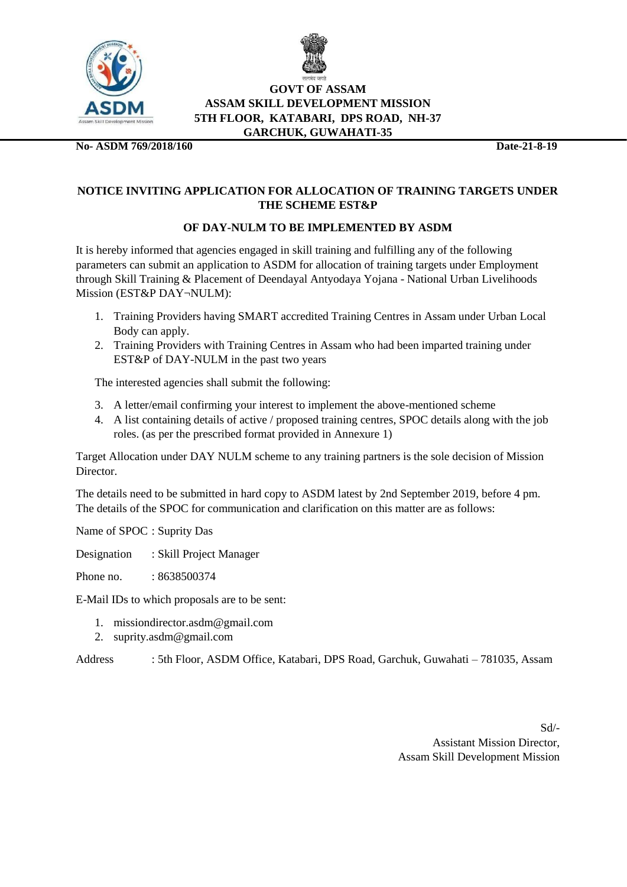**GOVT OF ASSAM**
**ASSAM SKILL DEVELOPMENT MISSION**
**5TH FLOOR, KATABARI, DPS ROAD, NH-37**
**GARCHUK, GUWAHATI-35**

**No- ASDM 769/2018/160** **Date-21-8-19**

## NOTICE INVITING APPLICATION FOR ALLOCATION OF TRAINING TARGETS UNDER THE SCHEME EST&P

## OF DAY-NULM TO BE IMPLEMENTED BY ASDM

It is hereby informed that agencies engaged in skill training and fulfilling any of the following parameters can submit an application to ASDM for allocation of training targets under Employment through Skill Training & Placement of Deendayal Antyodaya Yojana - National Urban Livelihoods Mission (EST&P DAY¬NULM):

1. Training Providers having SMART accredited Training Centres in Assam under Urban Local Body can apply.
2. Training Providers with Training Centres in Assam who had been imparted training under EST&P of DAY-NULM in the past two years

The interested agencies shall submit the following:

3. A letter/email confirming your interest to implement the above-mentioned scheme
4. A list containing details of active / proposed training centres, SPOC details along with the job roles. (as per the prescribed format provided in Annexure 1)

Target Allocation under DAY NULM scheme to any training partners is the sole decision of Mission Director.

The details need to be submitted in hard copy to ASDM latest by 2nd September 2019, before 4 pm. The details of the SPOC for communication and clarification on this matter are as follows:

Name of SPOC : Suprity Das

Designation : Skill Project Manager

Phone no. : 8638500374

E-Mail IDs to which proposals are to be sent:

1. missiondirector.asdm@gmail.com
2. suprity.asdm@gmail.com

Address : 5th Floor, ASDM Office, Katabari, DPS Road, Garchuk, Guwahati – 781035, Assam

Sd/-
Assistant Mission Director,
Assam Skill Development Mission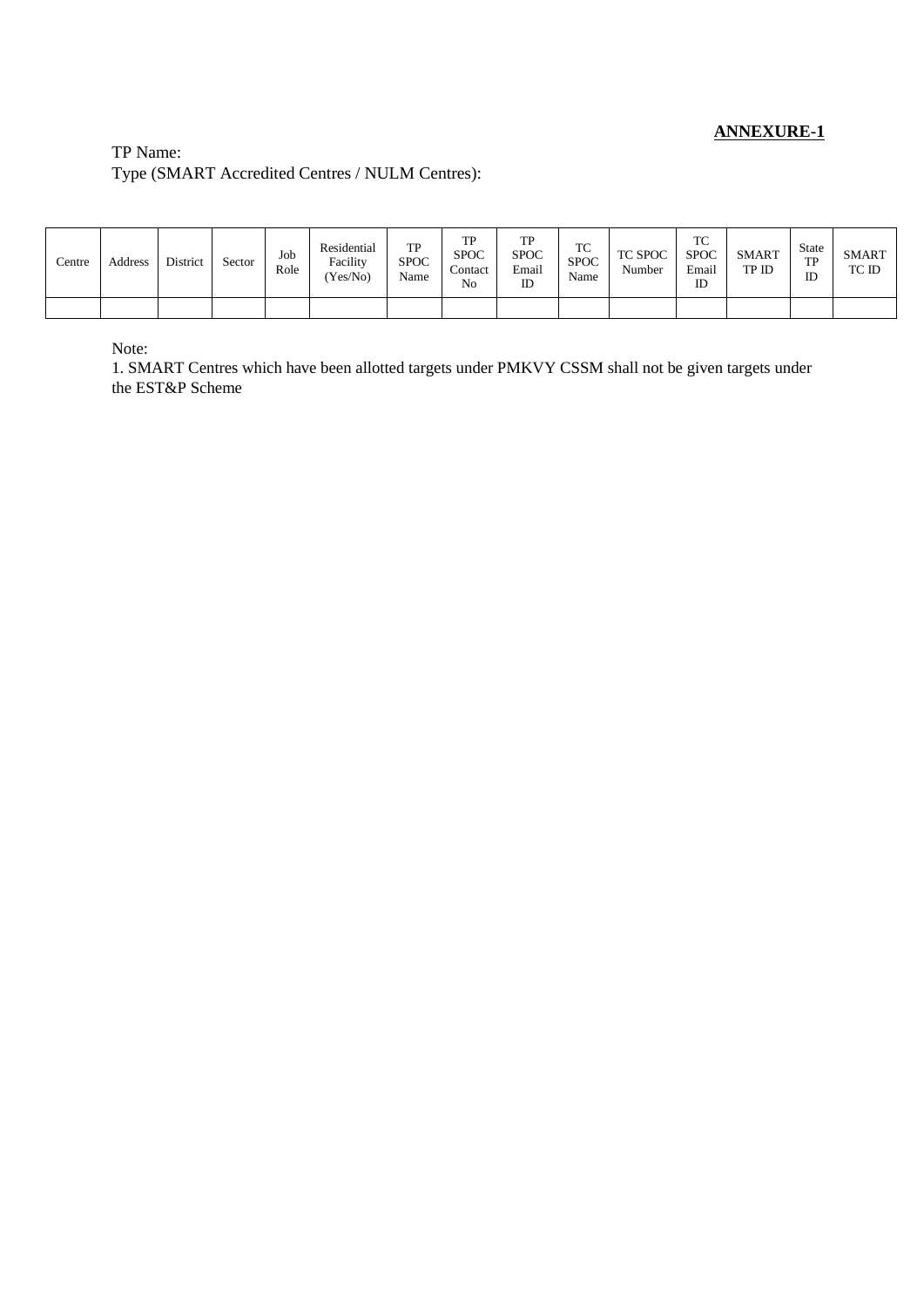**ANNEXURE-1**

TP Name:

Type (SMART Accredited Centres / NULM Centres):

| Centre | Address | District | Sector | Job Role | Residential Facility (Yes/No) | TP SPOC Name | TP SPOC Contact No | TP SPOC Email ID | TC SPOC Name | TC SPOC Number | TC SPOC Email ID | SMART TP ID | State TP ID | SMART TC ID |
|---|---|---|---|---|---|---|---|---|---|---|---|---|---|---|
| | | | | | | | | | | | | | | |

Note:

1. SMART Centres which have been allotted targets under PMKVY CSSM shall not be given targets under the EST&P Scheme